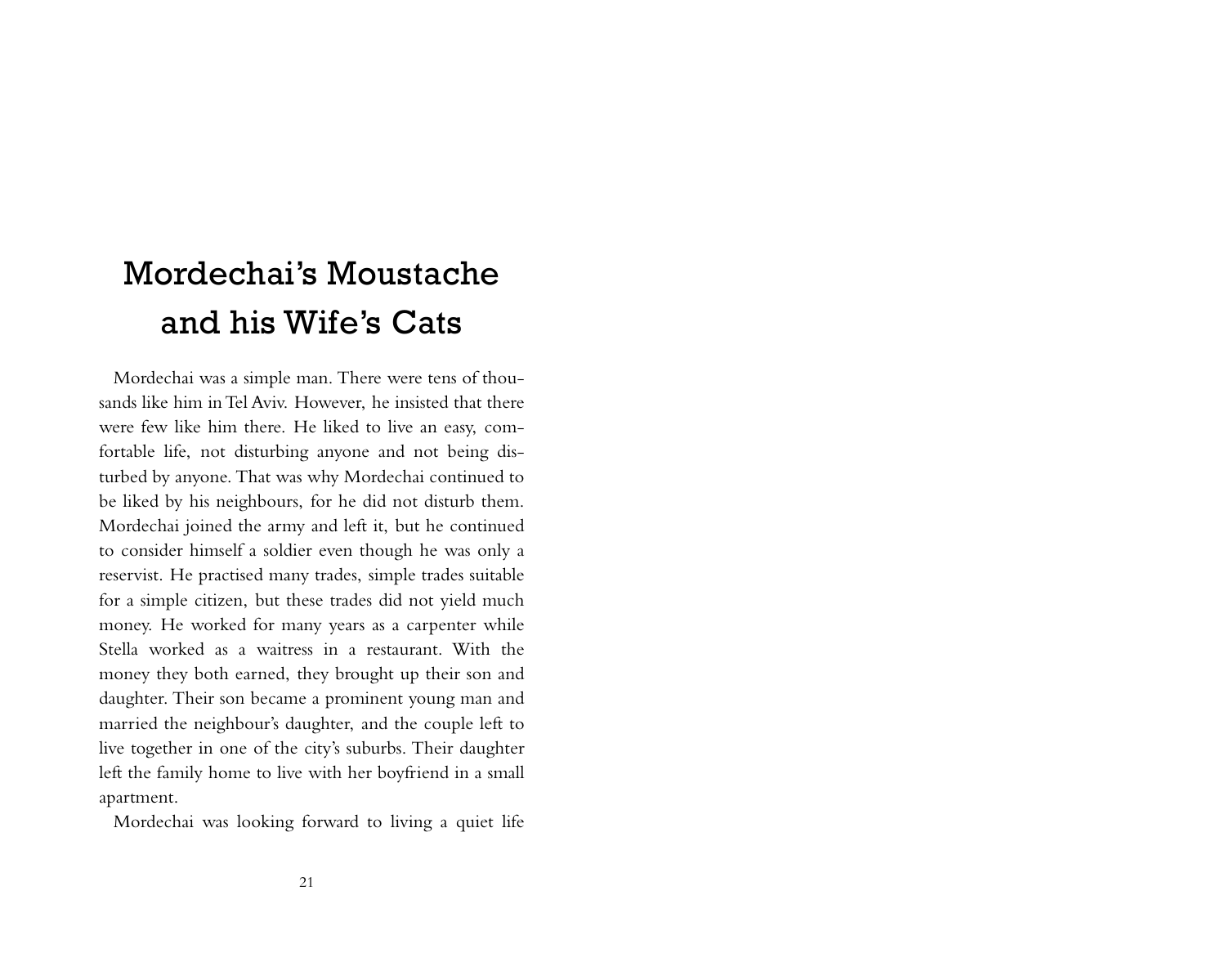# Mordechai's Moustache and his Wife's Cats

Mordechai was a simple man. There were tens of thousands like him in Tel Aviv. However, he insisted that there were few like him there. He liked to live an easy, comfortable life, not disturbing anyone and not being disturbed by anyone. That was why Mordechai continued to be liked by his neighbours, for he did not disturb them. Mordechai joined the army and left it, but he continued to consider himself a soldier even though he was only a reservist. He practised many trades, simple trades suitable for a simple citizen, but these trades did not yield much money. He worked for many years as a carpenter while Stella worked as a waitress in a restaurant. With the money they both earned, they brought up their son and daughter. Their son became a prominent young man and married the neighbour's daughter, and the couple left to live together in one of the city's suburbs. Their daughter left the family home to live with her boyfriend in a small apartment.

Mordechai was looking forward to living a quiet life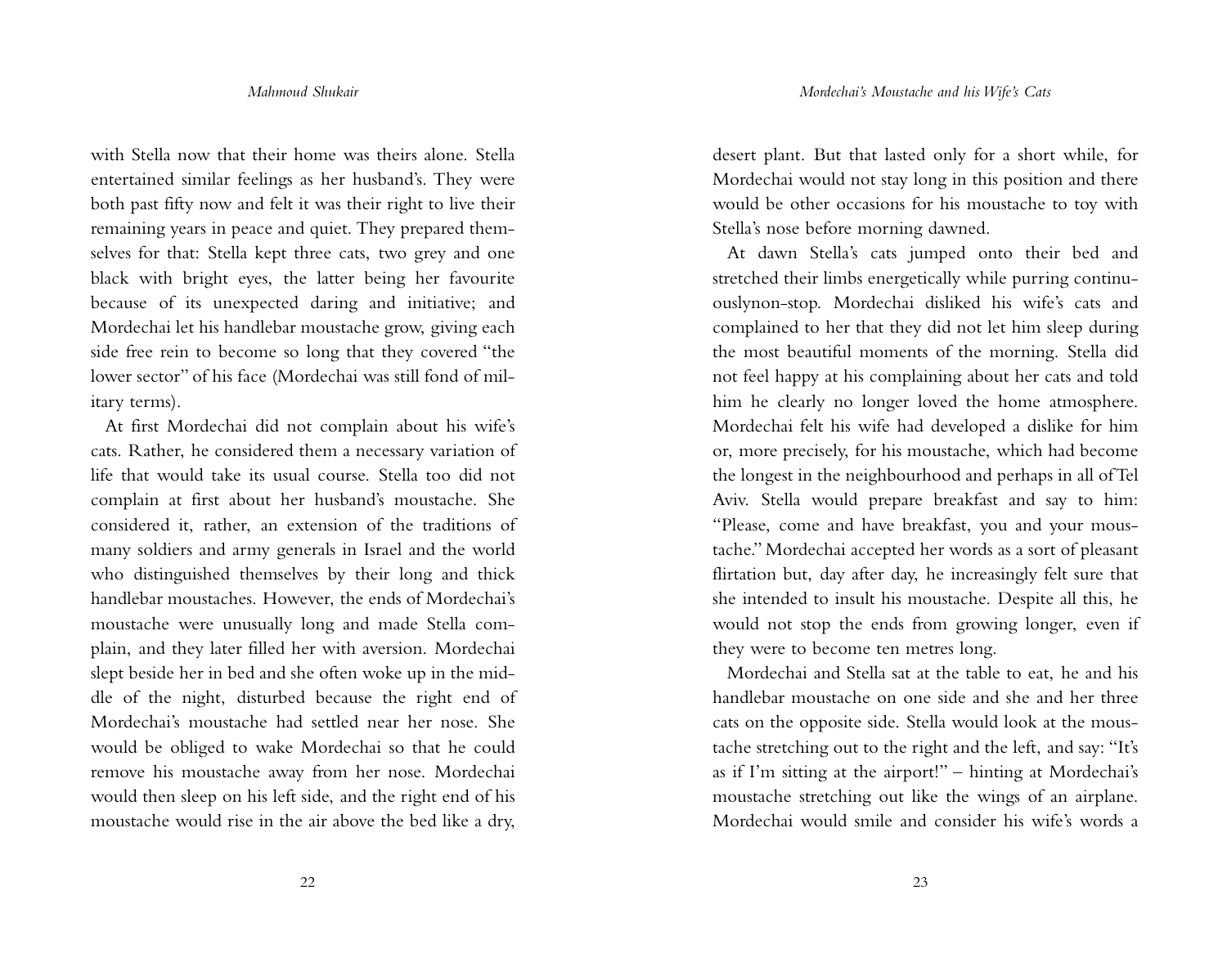with Stella now that their home was theirs alone. Stella entertained similar feelings as her husband's. They were both past fifty now and felt it was their right to live their remaining years in peace and quiet. They prepared themselves for that: Stella kept three cats, two grey and one black with bright eyes, the latter being her favourite because of its unexpected daring and initiative; and Mordechai let his handlebar moustache grow, giving each side free rein to become so long that they covered "the lower sector" of his face (Mordechai was still fond of military terms).

At first Mordechai did not complain about his wife's cats. Rather, he considered them a necessary variation of life that would take its usual course. Stella too did not complain at first about her husband's moustache. She considered it, rather, an extension of the traditions of many soldiers and army generals in Israel and the world who distinguished themselves by their long and thick handlebar moustaches. However, the ends of Mordechai's moustache were unusually long and made Stella complain, and they later filled her with aversion. Mordechai slept beside her in bed and she often woke up in the middle of the night, disturbed because the right end of Mordechai's moustache had settled near her nose. She would be obliged to wake Mordechai so that he could remove his moustache away from her nose. Mordechai would then sleep on his left side, and the right end of his moustache would rise in the air above the bed like a dry, desert plant. But that lasted only for a short while, for Mordechai would not stay long in this position and there would be other occasions for his moustache to toy with Stella's nose before morning dawned.

At dawn Stella's cats jumped onto their bed and stretched their limbs energetically while purring continuouslynon-stop. Mordechai disliked his wife's cats and complained to her that they did not let him sleep during the most beautiful moments of the morning. Stella did not feel happy at his complaining about her cats and told him he clearly no longer loved the home atmosphere. Mordechai felt his wife had developed a dislike for him or, more precisely, for his moustache, which had become the longest in the neighbourhood and perhaps in all of Tel Aviv. Stella would prepare breakfast and say to him: "Please, come and have breakfast, you and your moustache." Mordechai accepted her words as a sort of pleasant flirtation but, day after day, he increasingly felt sure that she intended to insult his moustache. Despite all this, he would not stop the ends from growing longer, even if they were to become ten metres long.

Mordechai and Stella sat at the table to eat, he and his handlebar moustache on one side and she and her three cats on the opposite side. Stella would look at the moustache stretching out to the right and the left, and say: "It's as if I'm sitting at the airport!" – hinting at Mordechai's moustache stretching out like the wings of an airplane. Mordechai would smile and consider his wife's words a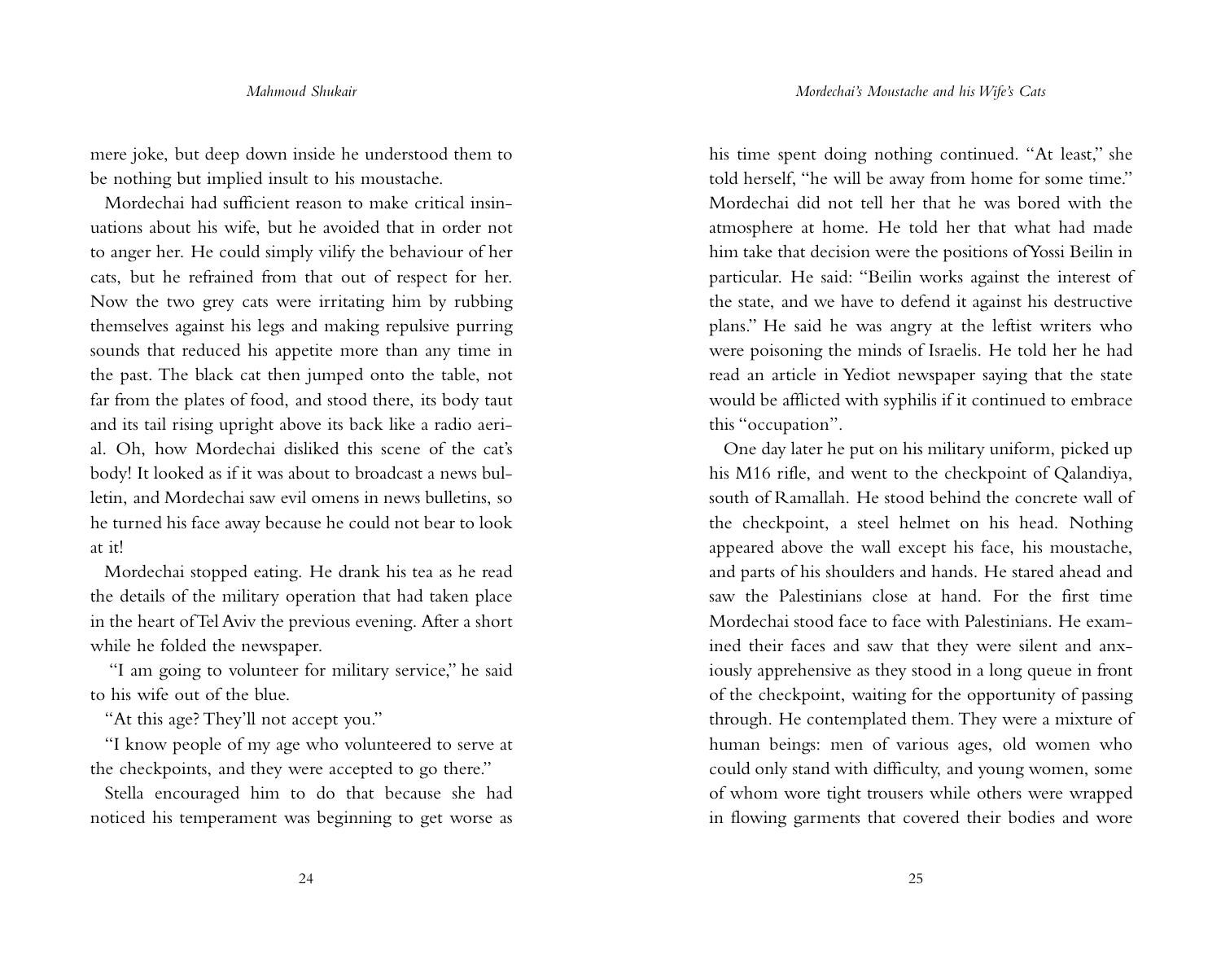mere joke, but deep down inside he understood them to be nothing but implied insult to his moustache.

Mordechai had sufficient reason to make critical insinuations about his wife, but he avoided that in order not to anger her. He could simply vilify the behaviour of her cats, but he refrained from that out of respect for her. Now the two grey cats were irritating him by rubbing themselves against his legs and making repulsive purring sounds that reduced his appetite more than any time in the past. The black cat then jumped onto the table, not far from the plates of food, and stood there, its body taut and its tail rising upright above its back like a radio aerial. Oh, how Mordechai disliked this scene of the cat's body! It looked as if it was about to broadcast a news bulletin, and Mordechai saw evil omens in news bulletins, so he turned his face away because he could not bear to look at it!

Mordechai stopped eating. He drank his tea as he read the details of the military operation that had taken place in the heart of Tel Aviv the previous evening. After a short while he folded the newspaper.

"I am going to volunteer for military service," he said to his wife out of the blue.

"At this age? They'll not accept you."

"I know people of my age who volunteered to serve at the checkpoints, and they were accepted to go there."

Stella encouraged him to do that because she had noticed his temperament was beginning to get worse as his time spent doing nothing continued. "At least," she told herself, "he will be away from home for some time." Mordechai did not tell her that he was bored with the atmosphere at home. He told her that what had made him take that decision were the positions of Yossi Beilin in particular. He said: "Beilin works against the interest of the state, and we have to defend it against his destructive plans." He said he was angry at the leftist writers who were poisoning the minds of Israelis. He told her he had read an article in Yediot newspaper saying that the state would be afflicted with syphilis if it continued to embrace this "occupation".

One day later he put on his military uniform, picked up his M16 rifle, and went to the checkpoint of Qalandiya, south of Ramallah. He stood behind the concrete wall of the checkpoint, a steel helmet on his head. Nothing appeared above the wall except his face, his moustache, and parts of his shoulders and hands. He stared ahead and saw the Palestinians close at hand. For the first time Mordechai stood face to face with Palestinians. He examined their faces and saw that they were silent and anxiously apprehensive as they stood in a long queue in front of the checkpoint, waiting for the opportunity of passing through. He contemplated them. They were a mixture of human beings: men of various ages, old women who could only stand with difficulty, and young women, some of whom wore tight trousers while others were wrapped in flowing garments that covered their bodies and wore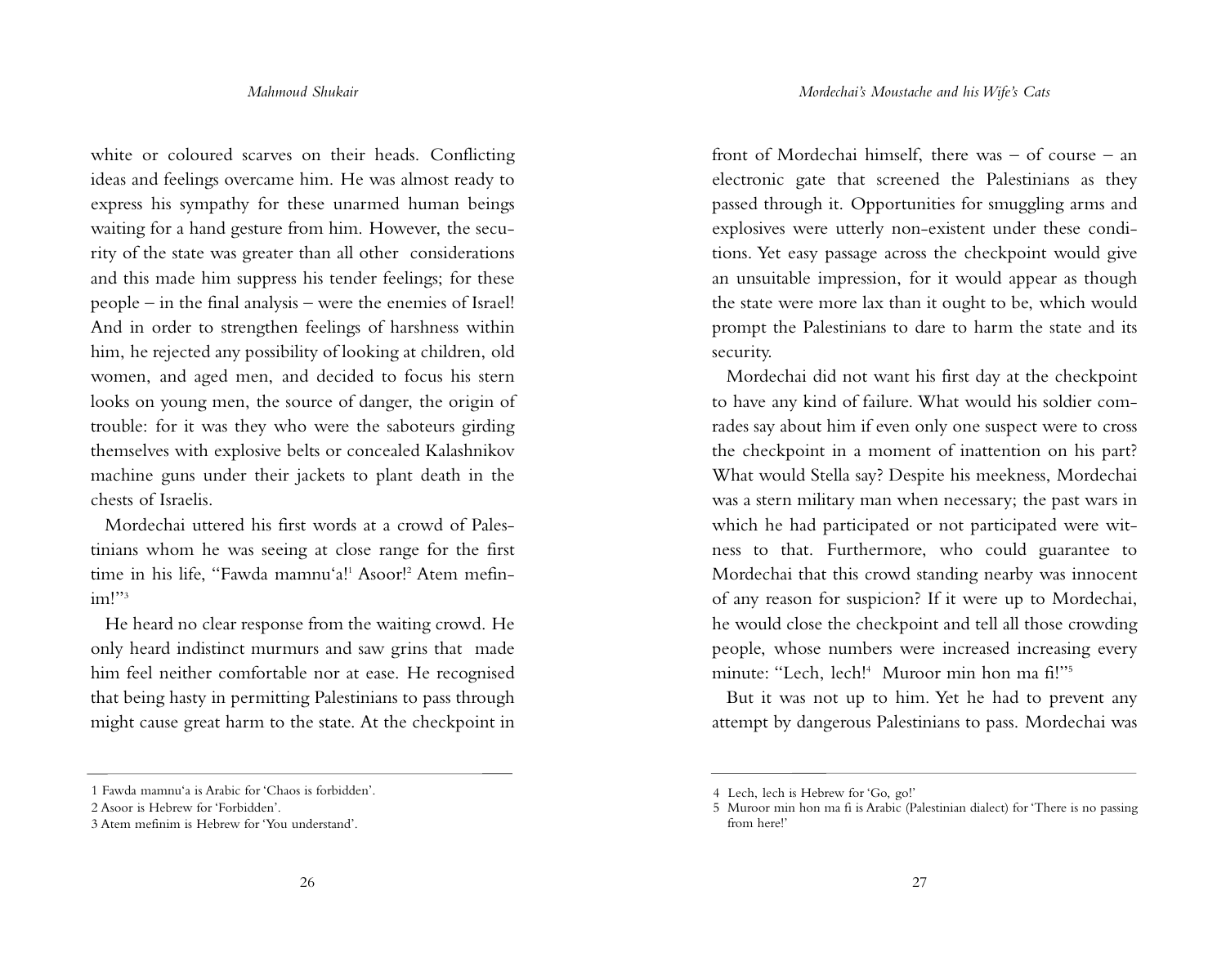white or coloured scarves on their heads. Conflicting ideas and feelings overcame him. He was almost ready to express his sympathy for these unarmed human beings waiting for a hand gesture from him. However, the security of the state was greater than all other considerations and this made him suppress his tender feelings; for these people – in the final analysis – were the enemies of Israel! And in order to strengthen feelings of harshness within him, he rejected any possibility of looking at children, old women, and aged men, and decided to focus his stern looks on young men, the source of danger, the origin of trouble: for it was they who were the saboteurs girding themselves with explosive belts or concealed Kalashnikov machine guns under their jackets to plant death in the chests of Israelis.

Mordechai uttered his first words at a crowd of Palestinians whom he was seeing at close range for the first time in his life, "Fawda mamnu'a![1] Asoor![2] Atem mefinim!"[3]

He heard no clear response from the waiting crowd. He only heard indistinct murmurs and saw grins that made him feel neither comfortable nor at ease. He recognised that being hasty in permitting Palestinians to pass through might cause great harm to the state. At the checkpoint in front of Mordechai himself, there was – of course – an electronic gate that screened the Palestinians as they passed through it. Opportunities for smuggling arms and explosives were utterly non-existent under these conditions. Yet easy passage across the checkpoint would give an unsuitable impression, for it would appear as though the state were more lax than it ought to be, which would prompt the Palestinians to dare to harm the state and its security.

Mordechai did not want his first day at the checkpoint to have any kind of failure. What would his soldier comrades say about him if even only one suspect were to cross the checkpoint in a moment of inattention on his part? What would Stella say? Despite his meekness, Mordechai was a stern military man when necessary; the past wars in which he had participated or not participated were witness to that. Furthermore, who could guarantee to Mordechai that this crowd standing nearby was innocent of any reason for suspicion? If it were up to Mordechai, he would close the checkpoint and tell all those crowding people, whose numbers were increased increasing every minute: "Lech, lech![4] Muroor min hon ma fi!"[5]

But it was not up to him. Yet he had to prevent any attempt by dangerous Palestinians to pass. Mordechai was

---

1 Fawda mamnu'a is Arabic for 'Chaos is forbidden'.

2 Asoor is Hebrew for 'Forbidden'.

3 Atem mefinim is Hebrew for 'You understand'.

4 Lech, lech is Hebrew for 'Go, go!'

5 Muroor min hon ma fi is Arabic (Palestinian dialect) for 'There is no passing from here!'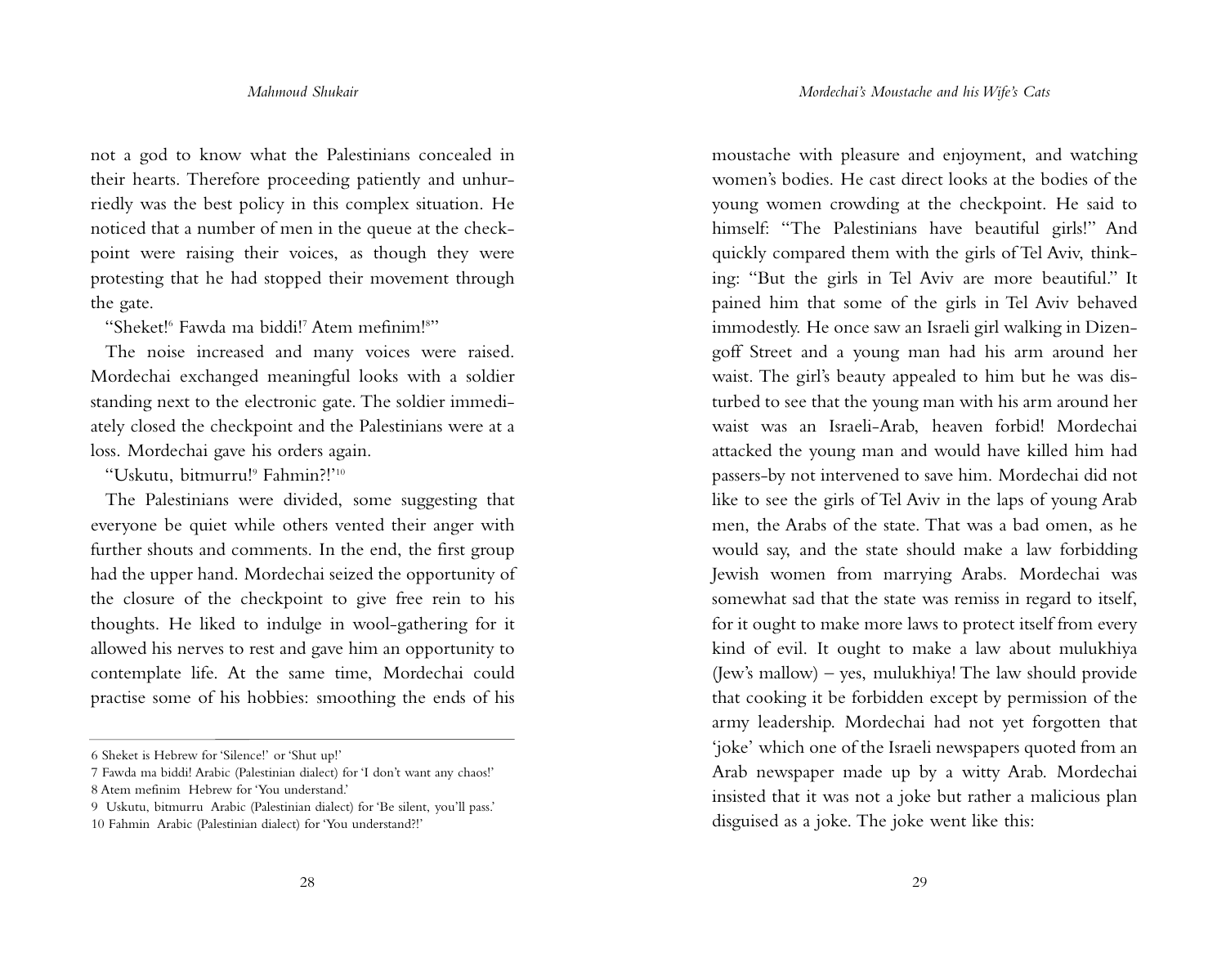not a god to know what the Palestinians concealed in their hearts. Therefore proceeding patiently and unhurriedly was the best policy in this complex situation. He noticed that a number of men in the queue at the checkpoint were raising their voices, as though they were protesting that he had stopped their movement through the gate.

"Sheket![6] Fawda ma biddi![7] Atem mefinim![8]"

The noise increased and many voices were raised. Mordechai exchanged meaningful looks with a soldier standing next to the electronic gate. The soldier immediately closed the checkpoint and the Palestinians were at a loss. Mordechai gave his orders again.

"Uskutu, bitmurru![9] Fahmin?!"[10]

The Palestinians were divided, some suggesting that everyone be quiet while others vented their anger with further shouts and comments. In the end, the first group had the upper hand. Mordechai seized the opportunity of the closure of the checkpoint to give free rein to his thoughts. He liked to indulge in wool-gathering for it allowed his nerves to rest and gave him an opportunity to contemplate life. At the same time, Mordechai could practise some of his hobbies: smoothing the ends of his moustache with pleasure and enjoyment, and watching women's bodies. He cast direct looks at the bodies of the young women crowding at the checkpoint. He said to himself: "The Palestinians have beautiful girls!" And quickly compared them with the girls of Tel Aviv, thinking: "But the girls in Tel Aviv are more beautiful." It pained him that some of the girls in Tel Aviv behaved immodestly. He once saw an Israeli girl walking in Dizengoff Street and a young man had his arm around her waist. The girl's beauty appealed to him but he was disturbed to see that the young man with his arm around her waist was an Israeli-Arab, heaven forbid! Mordechai attacked the young man and would have killed him had passers-by not intervened to save him. Mordechai did not like to see the girls of Tel Aviv in the laps of young Arab men, the Arabs of the state. That was a bad omen, as he would say, and the state should make a law forbidding Jewish women from marrying Arabs. Mordechai was somewhat sad that the state was remiss in regard to itself, for it ought to make more laws to protect itself from every kind of evil. It ought to make a law about mulukhiya (Jew's mallow) – yes, mulukhiya! The law should provide that cooking it be forbidden except by permission of the army leadership. Mordechai had not yet forgotten that 'joke' which one of the Israeli newspapers quoted from an Arab newspaper made up by a witty Arab. Mordechai insisted that it was not a joke but rather a malicious plan disguised as a joke. The joke went like this:

---

6 Sheket is Hebrew for 'Silence!' or 'Shut up!'

7 Fawda ma biddi! Arabic (Palestinian dialect) for 'I don't want any chaos!'

8 Atem mefinim Hebrew for 'You understand.'

9 Uskutu, bitmurru Arabic (Palestinian dialect) for 'Be silent, you'll pass.'

10 Fahmin Arabic (Palestinian dialect) for 'You understand?!'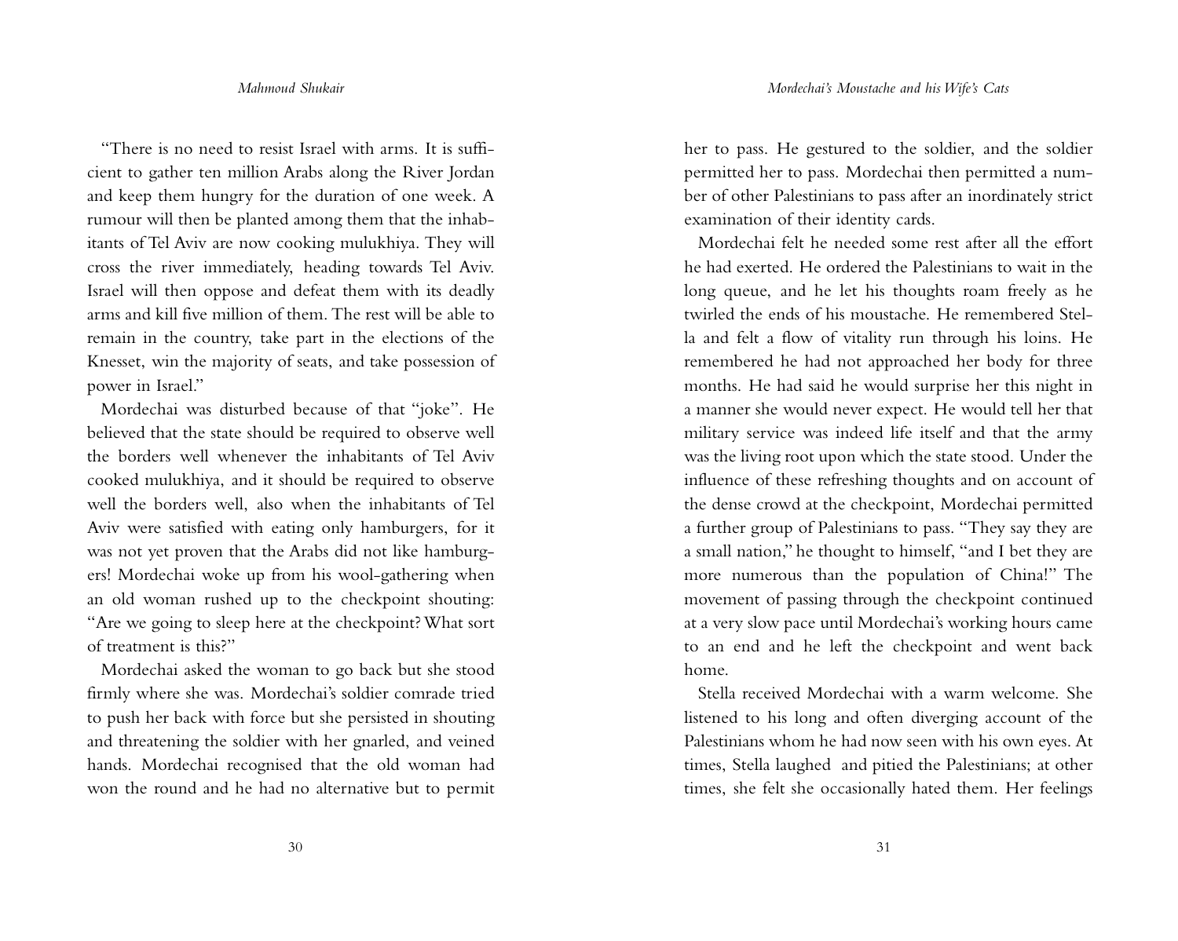"There is no need to resist Israel with arms. It is sufficient to gather ten million Arabs along the River Jordan and keep them hungry for the duration of one week. A rumour will then be planted among them that the inhabitants of Tel Aviv are now cooking mulukhiya. They will cross the river immediately, heading towards Tel Aviv. Israel will then oppose and defeat them with its deadly arms and kill five million of them. The rest will be able to remain in the country, take part in the elections of the Knesset, win the majority of seats, and take possession of power in Israel."

Mordechai was disturbed because of that "joke". He believed that the state should be required to observe well the borders well whenever the inhabitants of Tel Aviv cooked mulukhiya, and it should be required to observe well the borders well, also when the inhabitants of Tel Aviv were satisfied with eating only hamburgers, for it was not yet proven that the Arabs did not like hamburgers! Mordechai woke up from his wool-gathering when an old woman rushed up to the checkpoint shouting: "Are we going to sleep here at the checkpoint? What sort of treatment is this?"

Mordechai asked the woman to go back but she stood firmly where she was. Mordechai's soldier comrade tried to push her back with force but she persisted in shouting and threatening the soldier with her gnarled, and veined hands. Mordechai recognised that the old woman had won the round and he had no alternative but to permit her to pass. He gestured to the soldier, and the soldier permitted her to pass. Mordechai then permitted a number of other Palestinians to pass after an inordinately strict examination of their identity cards.

Mordechai felt he needed some rest after all the effort he had exerted. He ordered the Palestinians to wait in the long queue, and he let his thoughts roam freely as he twirled the ends of his moustache. He remembered Stella and felt a flow of vitality run through his loins. He remembered he had not approached her body for three months. He had said he would surprise her this night in a manner she would never expect. He would tell her that military service was indeed life itself and that the army was the living root upon which the state stood. Under the influence of these refreshing thoughts and on account of the dense crowd at the checkpoint, Mordechai permitted a further group of Palestinians to pass. "They say they are a small nation," he thought to himself, "and I bet they are more numerous than the population of China!" The movement of passing through the checkpoint continued at a very slow pace until Mordechai's working hours came to an end and he left the checkpoint and went back home.

Stella received Mordechai with a warm welcome. She listened to his long and often diverging account of the Palestinians whom he had now seen with his own eyes. At times, Stella laughed and pitied the Palestinians; at other times, she felt she occasionally hated them. Her feelings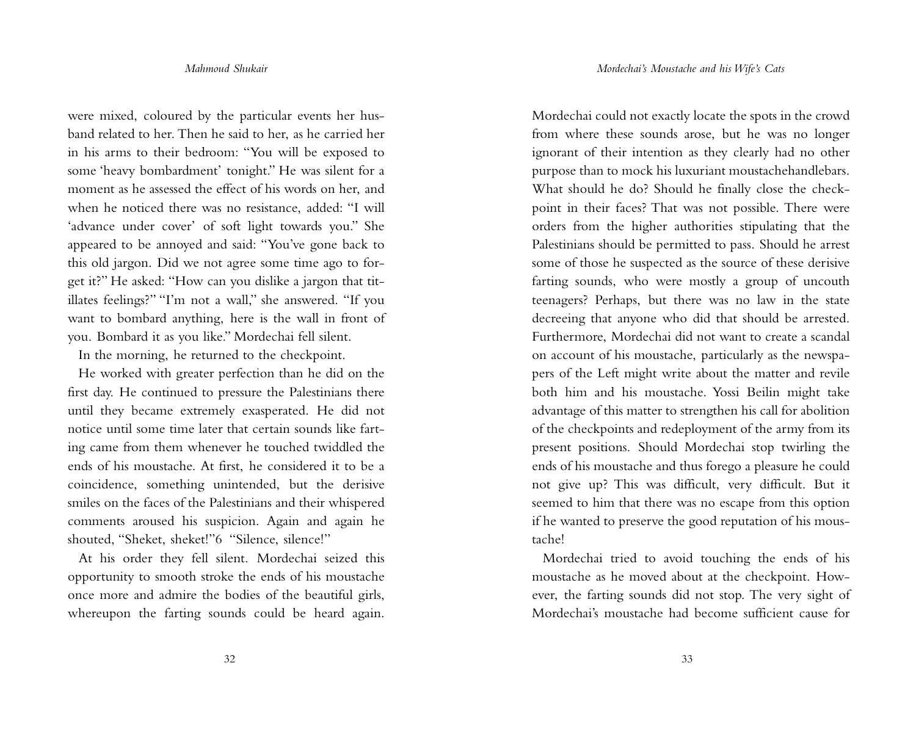were mixed, coloured by the particular events her husband related to her. Then he said to her, as he carried her in his arms to their bedroom: "You will be exposed to some 'heavy bombardment' tonight." He was silent for a moment as he assessed the effect of his words on her, and when he noticed there was no resistance, added: "I will 'advance under cover' of soft light towards you." She appeared to be annoyed and said: "You've gone back to this old jargon. Did we not agree some time ago to forget it?" He asked: "How can you dislike a jargon that titillates feelings?" "I'm not a wall," she answered. "If you want to bombard anything, here is the wall in front of you. Bombard it as you like." Mordechai fell silent.

In the morning, he returned to the checkpoint.

He worked with greater perfection than he did on the first day. He continued to pressure the Palestinians there until they became extremely exasperated. He did not notice until some time later that certain sounds like farting came from them whenever he touched twiddled the ends of his moustache. At first, he considered it to be a coincidence, something unintended, but the derisive smiles on the faces of the Palestinians and their whispered comments aroused his suspicion. Again and again he shouted, "Sheket, sheket!"6 "Silence, silence!"

At his order they fell silent. Mordechai seized this opportunity to smooth stroke the ends of his moustache once more and admire the bodies of the beautiful girls, whereupon the farting sounds could be heard again. Mordechai could not exactly locate the spots in the crowd from where these sounds arose, but he was no longer ignorant of their intention as they clearly had no other purpose than to mock his luxuriant moustachehandlebars. What should he do? Should he finally close the checkpoint in their faces? That was not possible. There were orders from the higher authorities stipulating that the Palestinians should be permitted to pass. Should he arrest some of those he suspected as the source of these derisive farting sounds, who were mostly a group of uncouth teenagers? Perhaps, but there was no law in the state decreeing that anyone who did that should be arrested. Furthermore, Mordechai did not want to create a scandal on account of his moustache, particularly as the newspapers of the Left might write about the matter and revile both him and his moustache. Yossi Beilin might take advantage of this matter to strengthen his call for abolition of the checkpoints and redeployment of the army from its present positions. Should Mordechai stop twirling the ends of his moustache and thus forego a pleasure he could not give up? This was difficult, very difficult. But it seemed to him that there was no escape from this option if he wanted to preserve the good reputation of his moustache!

Mordechai tried to avoid touching the ends of his moustache as he moved about at the checkpoint. However, the farting sounds did not stop. The very sight of Mordechai's moustache had become sufficient cause for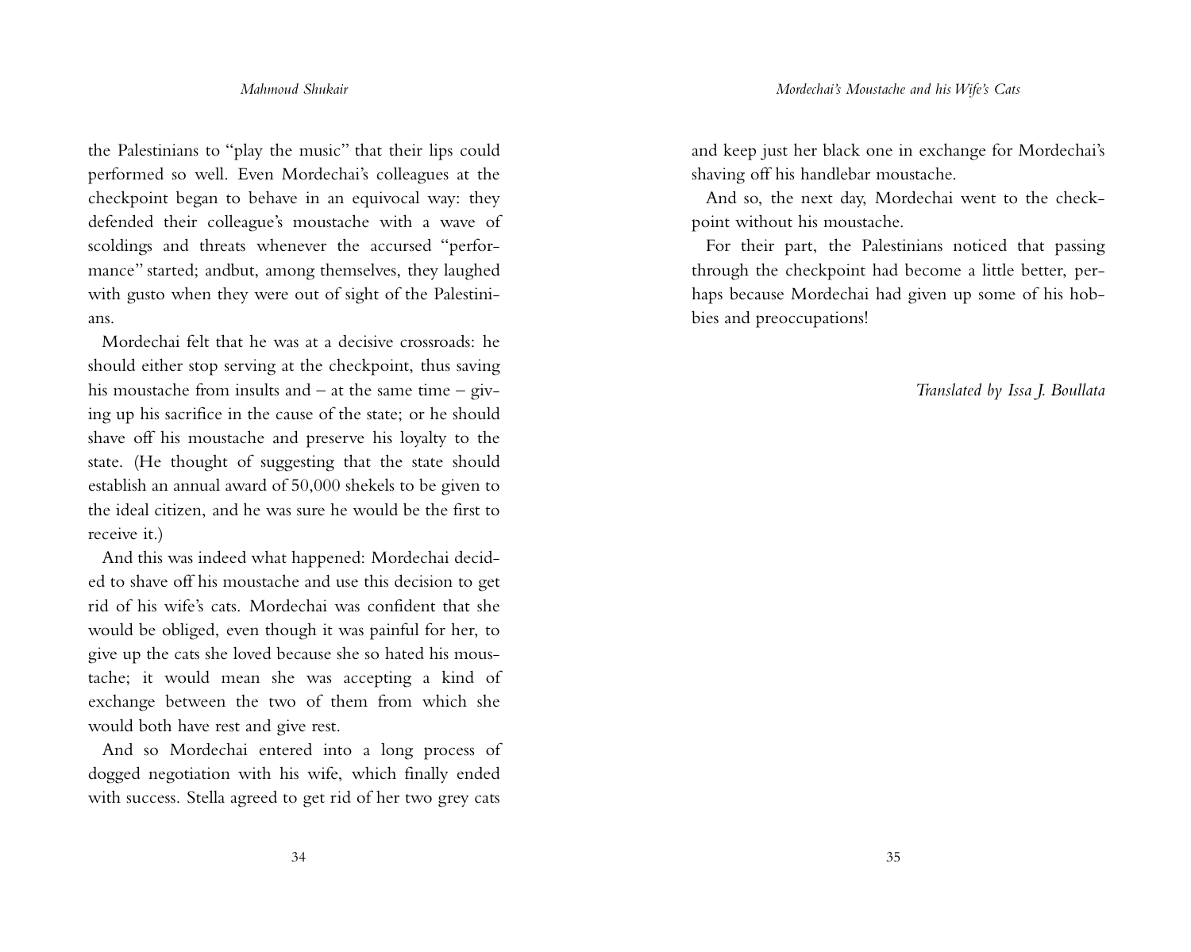the Palestinians to "play the music" that their lips could performed so well. Even Mordechai's colleagues at the checkpoint began to behave in an equivocal way: they defended their colleague's moustache with a wave of scoldings and threats whenever the accursed "performance" started; andbut, among themselves, they laughed with gusto when they were out of sight of the Palestinians.

Mordechai felt that he was at a decisive crossroads: he should either stop serving at the checkpoint, thus saving his moustache from insults and – at the same time – giving up his sacrifice in the cause of the state; or he should shave off his moustache and preserve his loyalty to the state. (He thought of suggesting that the state should establish an annual award of 50,000 shekels to be given to the ideal citizen, and he was sure he would be the first to receive it.)

And this was indeed what happened: Mordechai decided to shave off his moustache and use this decision to get rid of his wife's cats. Mordechai was confident that she would be obliged, even though it was painful for her, to give up the cats she loved because she so hated his moustache; it would mean she was accepting a kind of exchange between the two of them from which she would both have rest and give rest.

And so Mordechai entered into a long process of dogged negotiation with his wife, which finally ended with success. Stella agreed to get rid of her two grey cats and keep just her black one in exchange for Mordechai's shaving off his handlebar moustache.

And so, the next day, Mordechai went to the checkpoint without his moustache.

For their part, the Palestinians noticed that passing through the checkpoint had become a little better, perhaps because Mordechai had given up some of his hobbies and preoccupations!

*Translated by Issa J. Boullata*